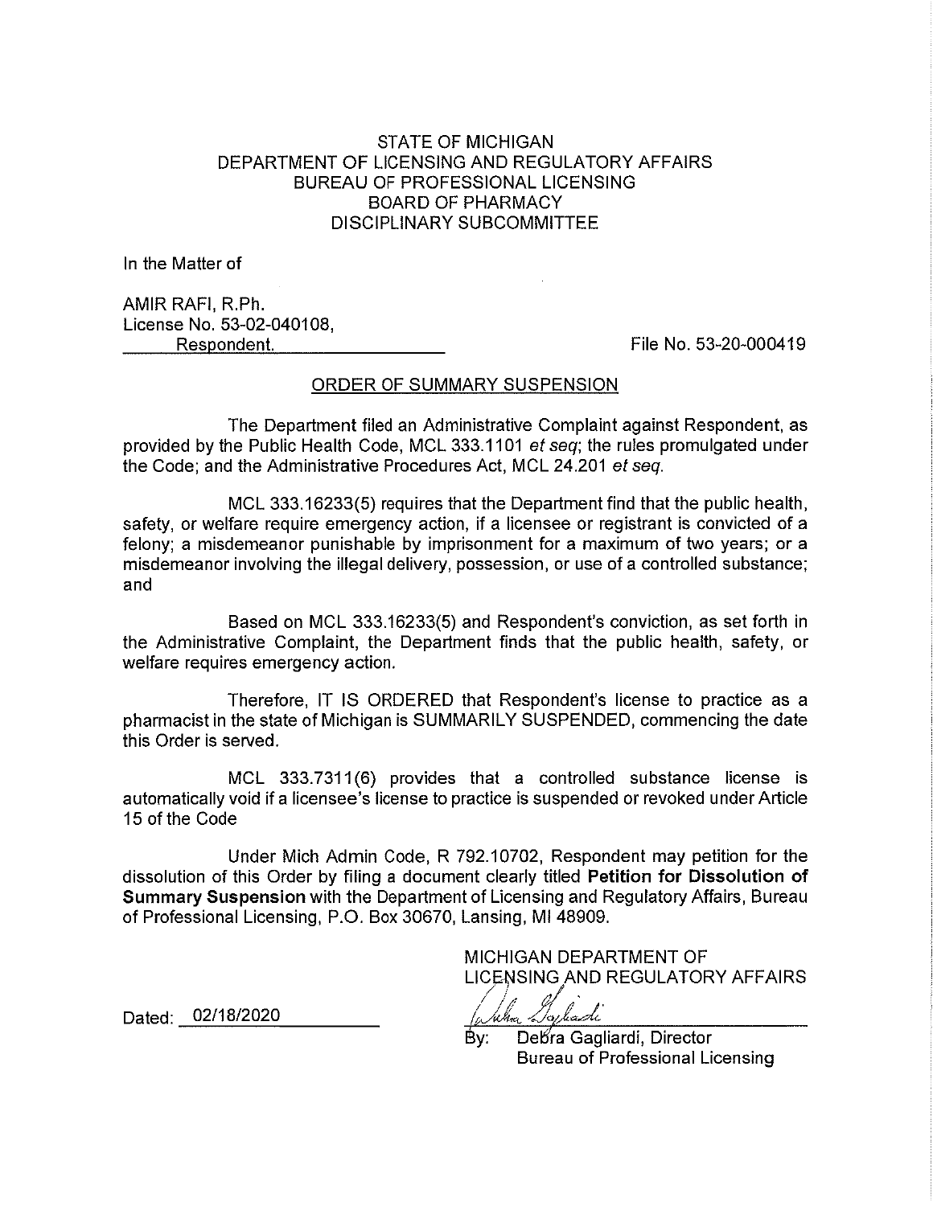STATE OF MICHIGAN
DEPARTMENT OF LICENSING AND REGULATORY AFFAIRS
BUREAU OF PROFESSIONAL LICENSING
BOARD OF PHARMACY
DISCIPLINARY SUBCOMMITTEE

In the Matter of

AMIR RAFI, R.Ph.
License No. 53-02-040108,
Respondent.

File No. 53-20-000419

## ORDER OF SUMMARY SUSPENSION

The Department filed an Administrative Complaint against Respondent, as provided by the Public Health Code, MCL 333.1101 *et seq*; the rules promulgated under the Code; and the Administrative Procedures Act, MCL 24.201 *et seq.*

MCL 333.16233(5) requires that the Department find that the public health, safety, or welfare require emergency action, if a licensee or registrant is convicted of a felony; a misdemeanor punishable by imprisonment for a maximum of two years; or a misdemeanor involving the illegal delivery, possession, or use of a controlled substance; and

Based on MCL 333.16233(5) and Respondent's conviction, as set forth in the Administrative Complaint, the Department finds that the public health, safety, or welfare requires emergency action.

Therefore, IT IS ORDERED that Respondent's license to practice as a pharmacist in the state of Michigan is SUMMARILY SUSPENDED, commencing the date this Order is served.

MCL 333.7311(6) provides that a controlled substance license is automatically void if a licensee's license to practice is suspended or revoked under Article 15 of the Code

Under Mich Admin Code, R 792.10702, Respondent may petition for the dissolution of this Order by filing a document clearly titled **Petition for Dissolution of Summary Suspension** with the Department of Licensing and Regulatory Affairs, Bureau of Professional Licensing, P.O. Box 30670, Lansing, MI 48909.

MICHIGAN DEPARTMENT OF
LICENSING AND REGULATORY AFFAIRS

Dated: 02/18/2020

By: Debra Gagliardi, Director
Bureau of Professional Licensing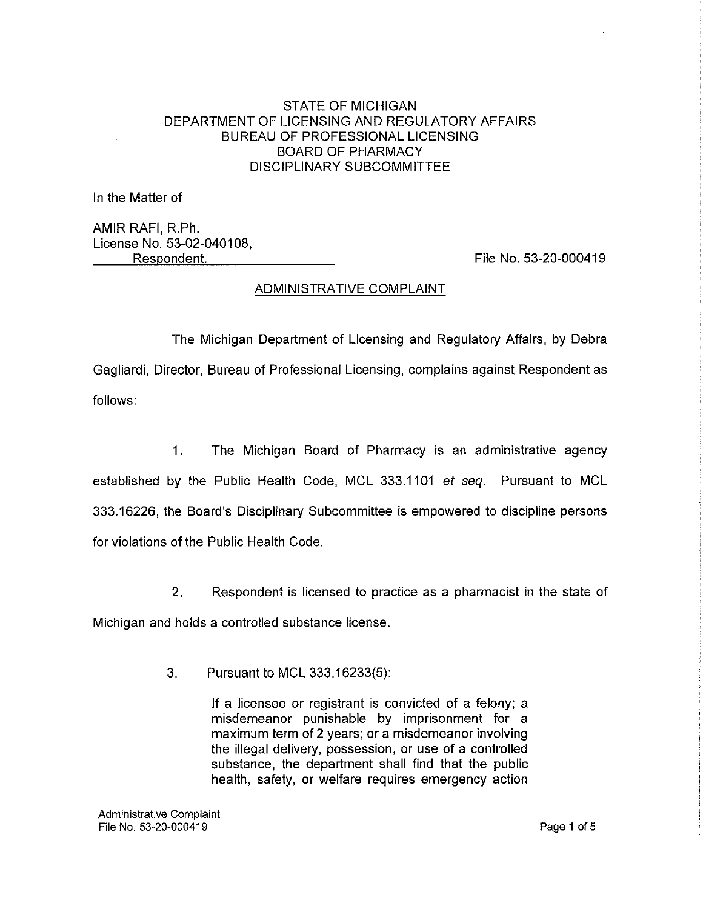STATE OF MICHIGAN
DEPARTMENT OF LICENSING AND REGULATORY AFFAIRS
BUREAU OF PROFESSIONAL LICENSING
BOARD OF PHARMACY
DISCIPLINARY SUBCOMMITTEE

In the Matter of

AMIR RAFI, R.Ph.
License No. 53-02-040108,
Respondent.

File No. 53-20-000419

## ADMINISTRATIVE COMPLAINT

The Michigan Department of Licensing and Regulatory Affairs, by Debra Gagliardi, Director, Bureau of Professional Licensing, complains against Respondent as follows:

1. The Michigan Board of Pharmacy is an administrative agency established by the Public Health Code, MCL 333.1101 *et seq.* Pursuant to MCL 333.16226, the Board's Disciplinary Subcommittee is empowered to discipline persons for violations of the Public Health Code.

2. Respondent is licensed to practice as a pharmacist in the state of Michigan and holds a controlled substance license.

3. Pursuant to MCL 333.16233(5):

> If a licensee or registrant is convicted of a felony; a misdemeanor punishable by imprisonment for a maximum term of 2 years; or a misdemeanor involving the illegal delivery, possession, or use of a controlled substance, the department shall find that the public health, safety, or welfare requires emergency action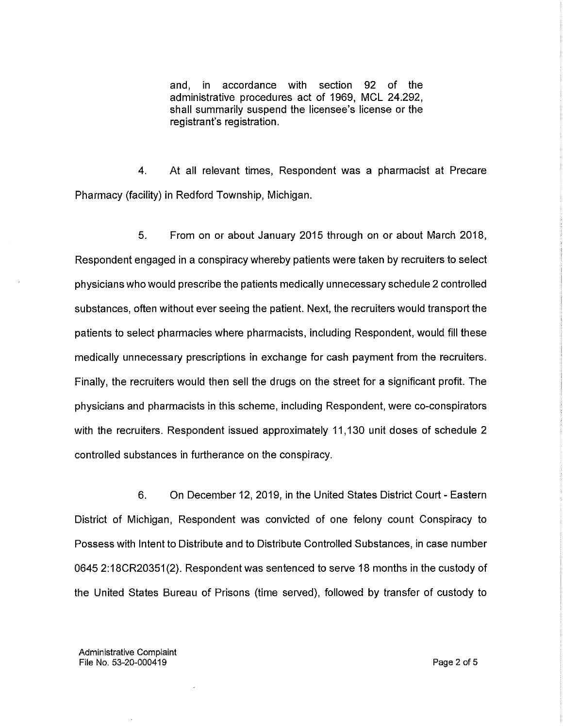> and, in accordance with section 92 of the administrative procedures act of 1969, MCL 24.292, shall summarily suspend the licensee's license or the registrant's registration.

4. At all relevant times, Respondent was a pharmacist at Precare Pharmacy (facility) in Redford Township, Michigan.

5. From on or about January 2015 through on or about March 2018, Respondent engaged in a conspiracy whereby patients were taken by recruiters to select physicians who would prescribe the patients medically unnecessary schedule 2 controlled substances, often without ever seeing the patient. Next, the recruiters would transport the patients to select pharmacies where pharmacists, including Respondent, would fill these medically unnecessary prescriptions in exchange for cash payment from the recruiters. Finally, the recruiters would then sell the drugs on the street for a significant profit. The physicians and pharmacists in this scheme, including Respondent, were co-conspirators with the recruiters. Respondent issued approximately 11,130 unit doses of schedule 2 controlled substances in furtherance on the conspiracy.

6. On December 12, 2019, in the United States District Court - Eastern District of Michigan, Respondent was convicted of one felony count Conspiracy to Possess with Intent to Distribute and to Distribute Controlled Substances, in case number 0645 2:18CR20351(2). Respondent was sentenced to serve 18 months in the custody of the United States Bureau of Prisons (time served), followed by transfer of custody to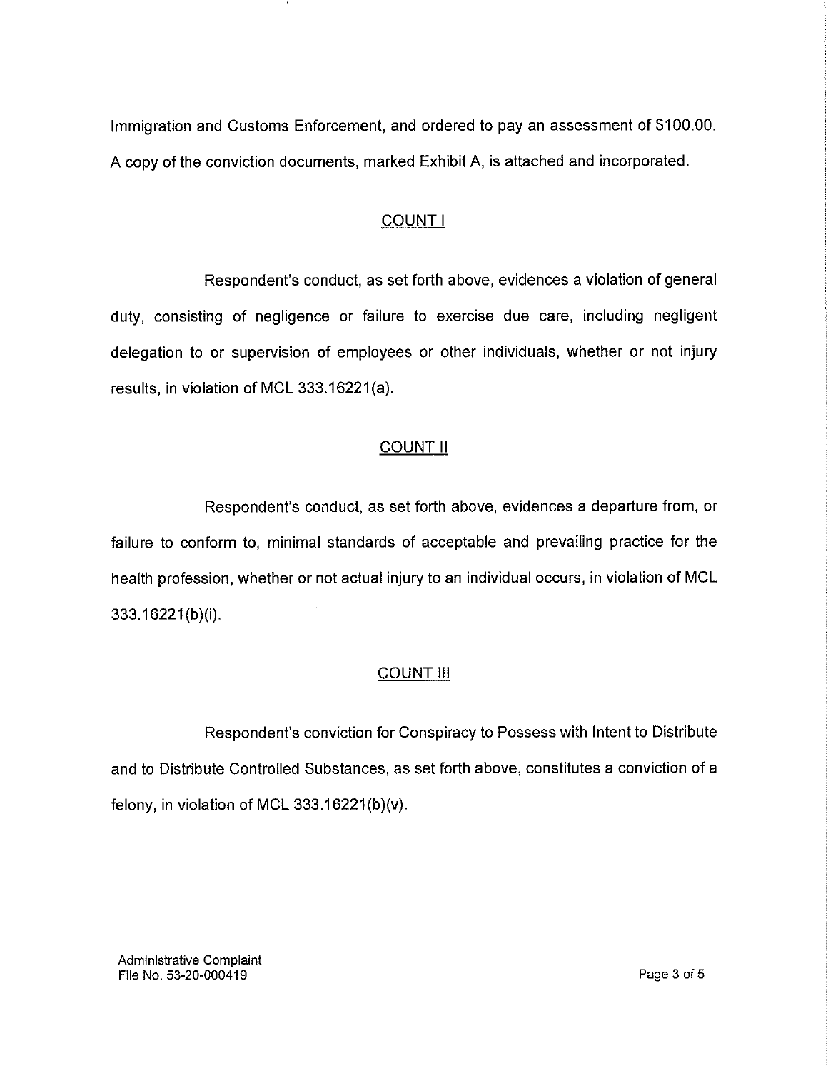Immigration and Customs Enforcement, and ordered to pay an assessment of $100.00. A copy of the conviction documents, marked Exhibit A, is attached and incorporated.

## COUNT I

Respondent's conduct, as set forth above, evidences a violation of general duty, consisting of negligence or failure to exercise due care, including negligent delegation to or supervision of employees or other individuals, whether or not injury results, in violation of MCL 333.16221(a).

## COUNT II

Respondent's conduct, as set forth above, evidences a departure from, or failure to conform to, minimal standards of acceptable and prevailing practice for the health profession, whether or not actual injury to an individual occurs, in violation of MCL 333.16221(b)(i).

## COUNT III

Respondent's conviction for Conspiracy to Possess with Intent to Distribute and to Distribute Controlled Substances, as set forth above, constitutes a conviction of a felony, in violation of MCL 333.16221(b)(v).

Administrative Complaint
File No. 53-20-000419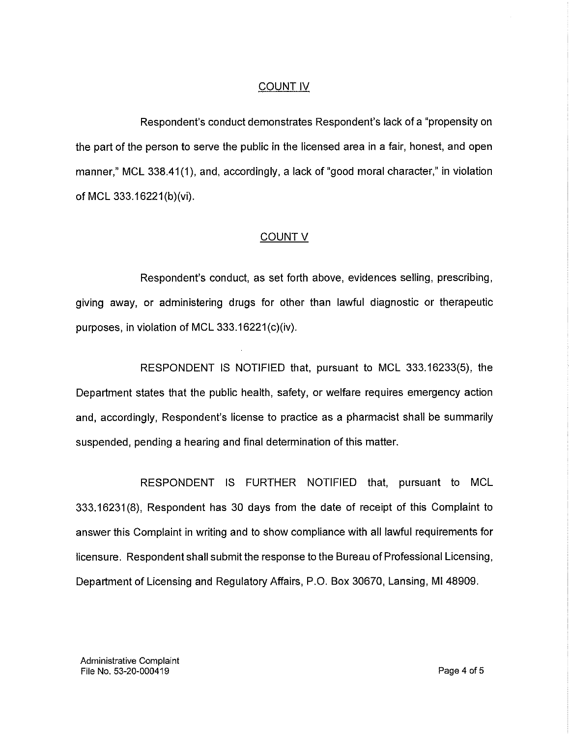## COUNT IV

Respondent's conduct demonstrates Respondent's lack of a "propensity on the part of the person to serve the public in the licensed area in a fair, honest, and open manner," MCL 338.41(1), and, accordingly, a lack of "good moral character," in violation of MCL 333.16221(b)(vi).

## COUNT V

Respondent's conduct, as set forth above, evidences selling, prescribing, giving away, or administering drugs for other than lawful diagnostic or therapeutic purposes, in violation of MCL 333.16221(c)(iv).

RESPONDENT IS NOTIFIED that, pursuant to MCL 333.16233(5), the Department states that the public health, safety, or welfare requires emergency action and, accordingly, Respondent's license to practice as a pharmacist shall be summarily suspended, pending a hearing and final determination of this matter.

RESPONDENT IS FURTHER NOTIFIED that, pursuant to MCL 333.16231(8), Respondent has 30 days from the date of receipt of this Complaint to answer this Complaint in writing and to show compliance with all lawful requirements for licensure. Respondent shall submit the response to the Bureau of Professional Licensing, Department of Licensing and Regulatory Affairs, P.O. Box 30670, Lansing, MI 48909.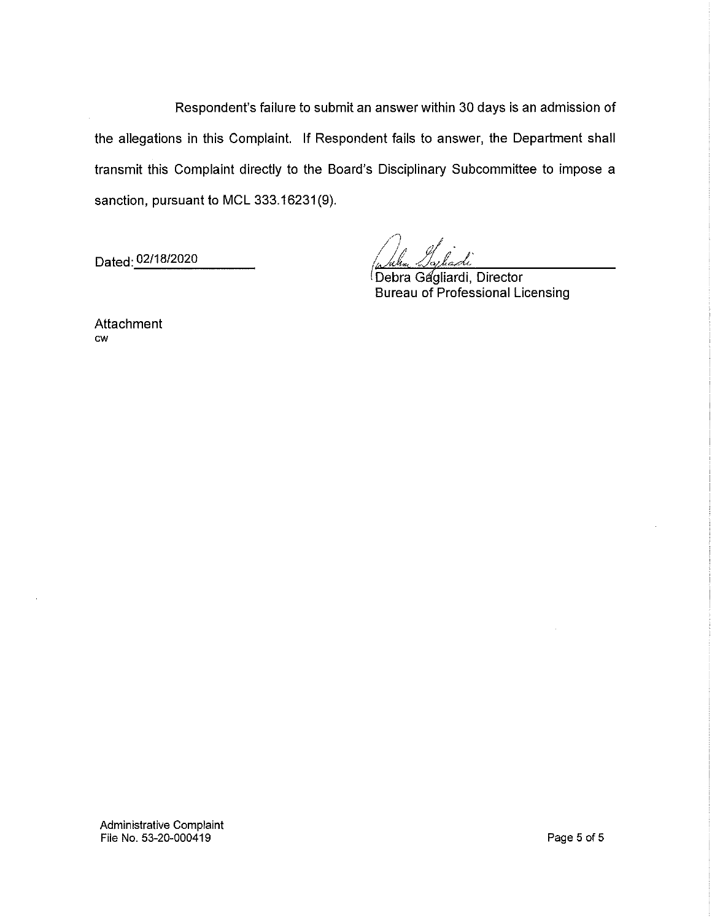Respondent's failure to submit an answer within 30 days is an admission of the allegations in this Complaint. If Respondent fails to answer, the Department shall transmit this Complaint directly to the Board's Disciplinary Subcommittee to impose a sanction, pursuant to MCL 333.16231(9).

Dated: 02/18/2020

Debra Gagliardi, Director
Bureau of Professional Licensing

Attachment
cw

Administrative Complaint
File No. 53-20-000419